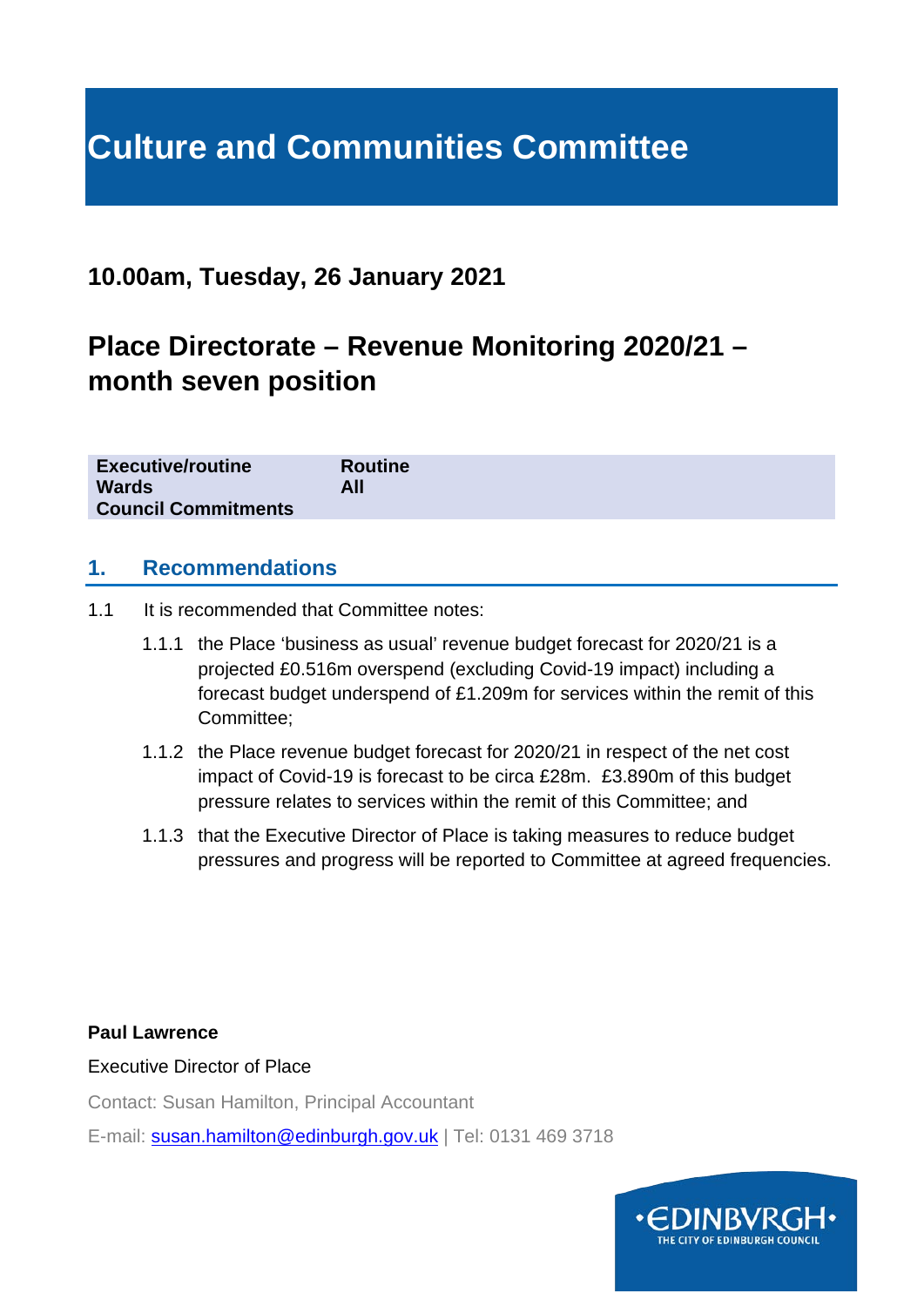# Culture and Communities Committee

## 10.00am, Tuesday, 26 January 2021

## Place Directorate – Revenue Monitoring 2020/21 – month seven position

| | |
|---|---|
| **Executive/routine** | **Routine** |
| **Wards** | **All** |
| **Council Commitments** | |

## 1. Recommendations

1.1 It is recommended that Committee notes:

1.1.1 the Place 'business as usual' revenue budget forecast for 2020/21 is a projected £0.516m overspend (excluding Covid-19 impact) including a forecast budget underspend of £1.209m for services within the remit of this Committee;

1.1.2 the Place revenue budget forecast for 2020/21 in respect of the net cost impact of Covid-19 is forecast to be circa £28m. £3.890m of this budget pressure relates to services within the remit of this Committee; and

1.1.3 that the Executive Director of Place is taking measures to reduce budget pressures and progress will be reported to Committee at agreed frequencies.

**Paul Lawrence**

Executive Director of Place

Contact: Susan Hamilton, Principal Accountant

E-mail: susan.hamilton@edinburgh.gov.uk | Tel: 0131 469 3718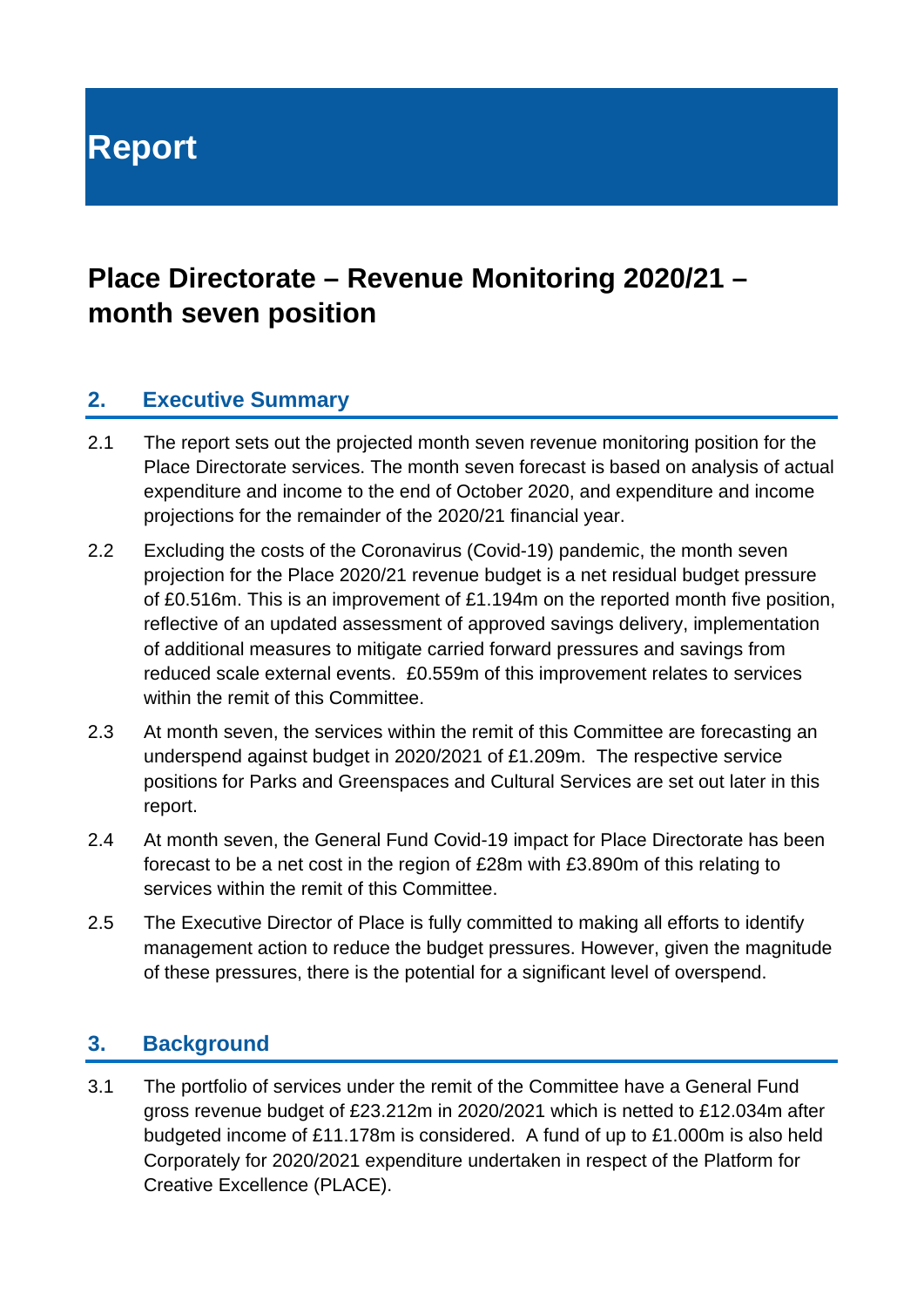# Report

## Place Directorate – Revenue Monitoring 2020/21 – month seven position

### 2. Executive Summary

2.1 The report sets out the projected month seven revenue monitoring position for the Place Directorate services. The month seven forecast is based on analysis of actual expenditure and income to the end of October 2020, and expenditure and income projections for the remainder of the 2020/21 financial year.

2.2 Excluding the costs of the Coronavirus (Covid-19) pandemic, the month seven projection for the Place 2020/21 revenue budget is a net residual budget pressure of £0.516m. This is an improvement of £1.194m on the reported month five position, reflective of an updated assessment of approved savings delivery, implementation of additional measures to mitigate carried forward pressures and savings from reduced scale external events. £0.559m of this improvement relates to services within the remit of this Committee.

2.3 At month seven, the services within the remit of this Committee are forecasting an underspend against budget in 2020/2021 of £1.209m. The respective service positions for Parks and Greenspaces and Cultural Services are set out later in this report.

2.4 At month seven, the General Fund Covid-19 impact for Place Directorate has been forecast to be a net cost in the region of £28m with £3.890m of this relating to services within the remit of this Committee.

2.5 The Executive Director of Place is fully committed to making all efforts to identify management action to reduce the budget pressures. However, given the magnitude of these pressures, there is the potential for a significant level of overspend.

### 3. Background

3.1 The portfolio of services under the remit of the Committee have a General Fund gross revenue budget of £23.212m in 2020/2021 which is netted to £12.034m after budgeted income of £11.178m is considered. A fund of up to £1.000m is also held Corporately for 2020/2021 expenditure undertaken in respect of the Platform for Creative Excellence (PLACE).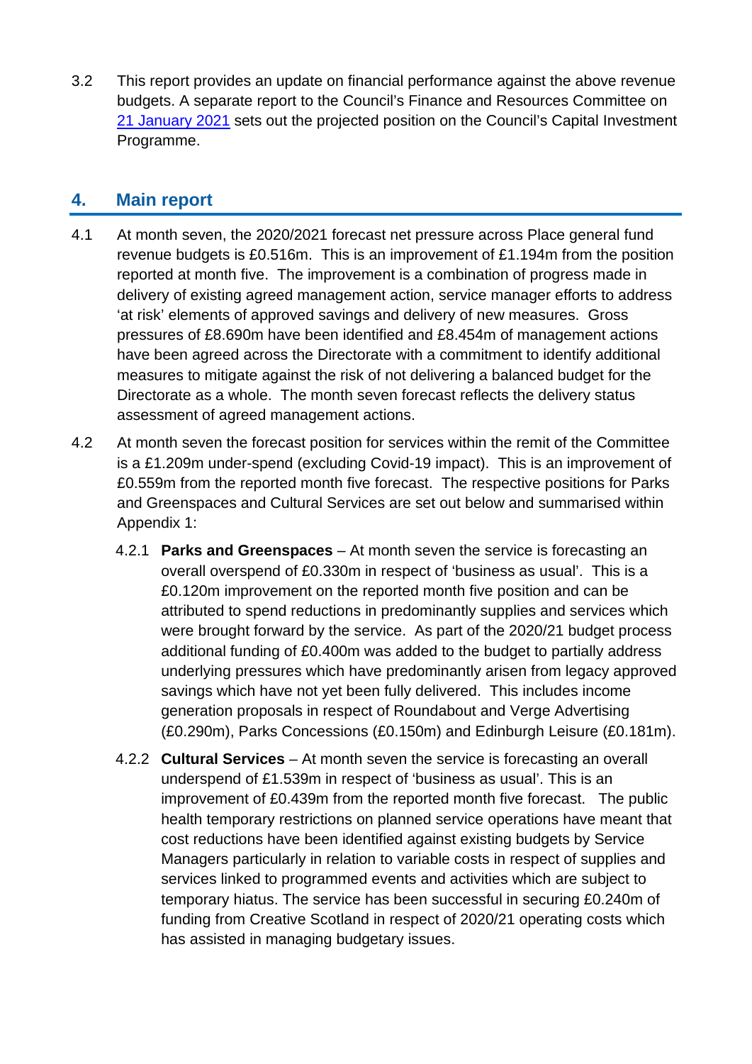3.2 This report provides an update on financial performance against the above revenue budgets. A separate report to the Council's Finance and Resources Committee on [21 January 2021](#) sets out the projected position on the Council's Capital Investment Programme.

## 4. Main report

4.1 At month seven, the 2020/2021 forecast net pressure across Place general fund revenue budgets is £0.516m. This is an improvement of £1.194m from the position reported at month five. The improvement is a combination of progress made in delivery of existing agreed management action, service manager efforts to address 'at risk' elements of approved savings and delivery of new measures. Gross pressures of £8.690m have been identified and £8.454m of management actions have been agreed across the Directorate with a commitment to identify additional measures to mitigate against the risk of not delivering a balanced budget for the Directorate as a whole. The month seven forecast reflects the delivery status assessment of agreed management actions.

4.2 At month seven the forecast position for services within the remit of the Committee is a £1.209m under-spend (excluding Covid-19 impact). This is an improvement of £0.559m from the reported month five forecast. The respective positions for Parks and Greenspaces and Cultural Services are set out below and summarised within Appendix 1:

4.2.1 **Parks and Greenspaces** – At month seven the service is forecasting an overall overspend of £0.330m in respect of 'business as usual'. This is a £0.120m improvement on the reported month five position and can be attributed to spend reductions in predominantly supplies and services which were brought forward by the service. As part of the 2020/21 budget process additional funding of £0.400m was added to the budget to partially address underlying pressures which have predominantly arisen from legacy approved savings which have not yet been fully delivered. This includes income generation proposals in respect of Roundabout and Verge Advertising (£0.290m), Parks Concessions (£0.150m) and Edinburgh Leisure (£0.181m).

4.2.2 **Cultural Services** – At month seven the service is forecasting an overall underspend of £1.539m in respect of 'business as usual'. This is an improvement of £0.439m from the reported month five forecast. The public health temporary restrictions on planned service operations have meant that cost reductions have been identified against existing budgets by Service Managers particularly in relation to variable costs in respect of supplies and services linked to programmed events and activities which are subject to temporary hiatus. The service has been successful in securing £0.240m of funding from Creative Scotland in respect of 2020/21 operating costs which has assisted in managing budgetary issues.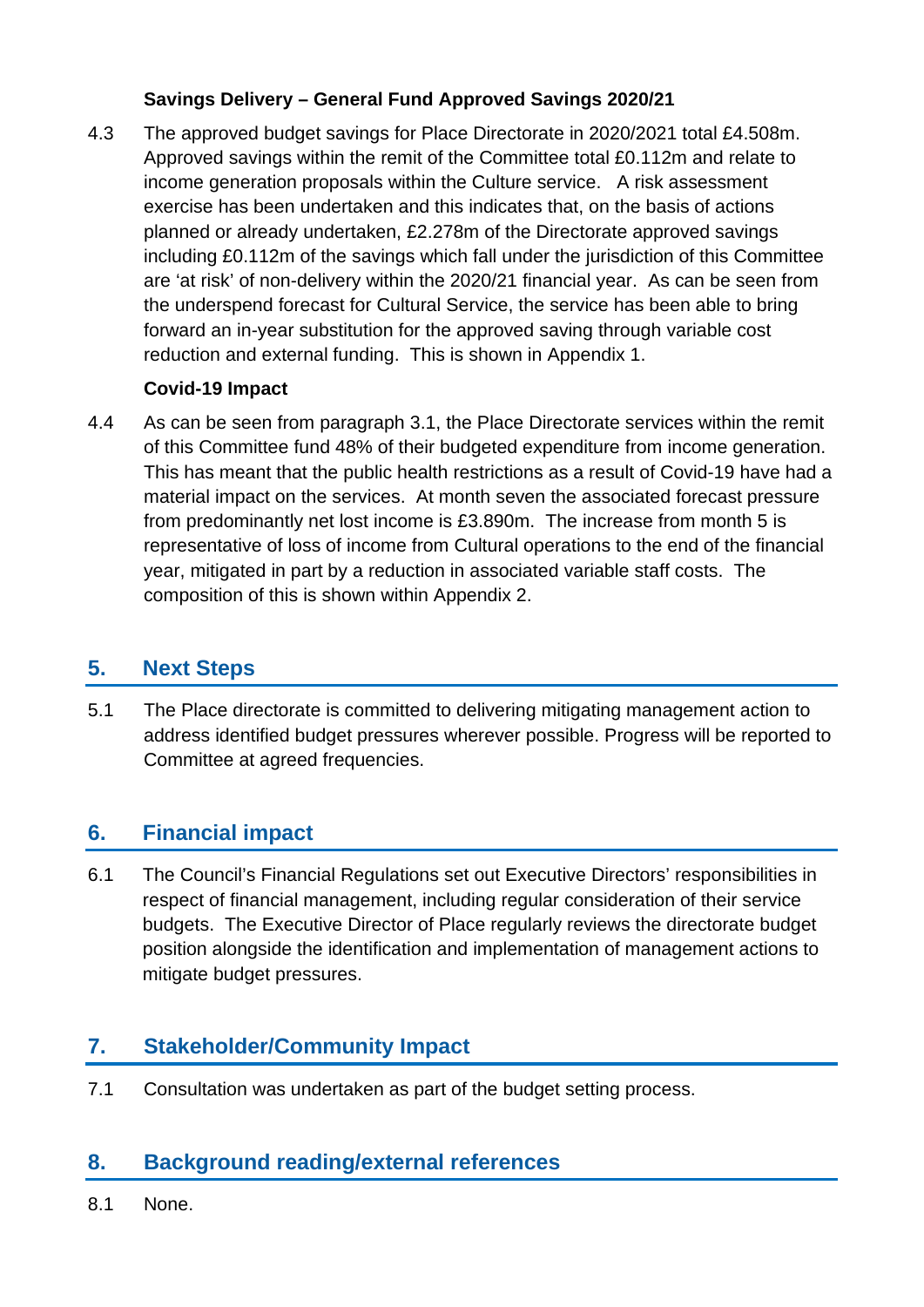**Savings Delivery – General Fund Approved Savings 2020/21**

4.3 The approved budget savings for Place Directorate in 2020/2021 total £4.508m. Approved savings within the remit of the Committee total £0.112m and relate to income generation proposals within the Culture service. A risk assessment exercise has been undertaken and this indicates that, on the basis of actions planned or already undertaken, £2.278m of the Directorate approved savings including £0.112m of the savings which fall under the jurisdiction of this Committee are 'at risk' of non-delivery within the 2020/21 financial year. As can be seen from the underspend forecast for Cultural Service, the service has been able to bring forward an in-year substitution for the approved saving through variable cost reduction and external funding. This is shown in Appendix 1.

**Covid-19 Impact**

4.4 As can be seen from paragraph 3.1, the Place Directorate services within the remit of this Committee fund 48% of their budgeted expenditure from income generation. This has meant that the public health restrictions as a result of Covid-19 have had a material impact on the services. At month seven the associated forecast pressure from predominantly net lost income is £3.890m. The increase from month 5 is representative of loss of income from Cultural operations to the end of the financial year, mitigated in part by a reduction in associated variable staff costs. The composition of this is shown within Appendix 2.

## 5. Next Steps

5.1 The Place directorate is committed to delivering mitigating management action to address identified budget pressures wherever possible. Progress will be reported to Committee at agreed frequencies.

## 6. Financial impact

6.1 The Council's Financial Regulations set out Executive Directors' responsibilities in respect of financial management, including regular consideration of their service budgets. The Executive Director of Place regularly reviews the directorate budget position alongside the identification and implementation of management actions to mitigate budget pressures.

## 7. Stakeholder/Community Impact

7.1 Consultation was undertaken as part of the budget setting process.

## 8. Background reading/external references

8.1 None.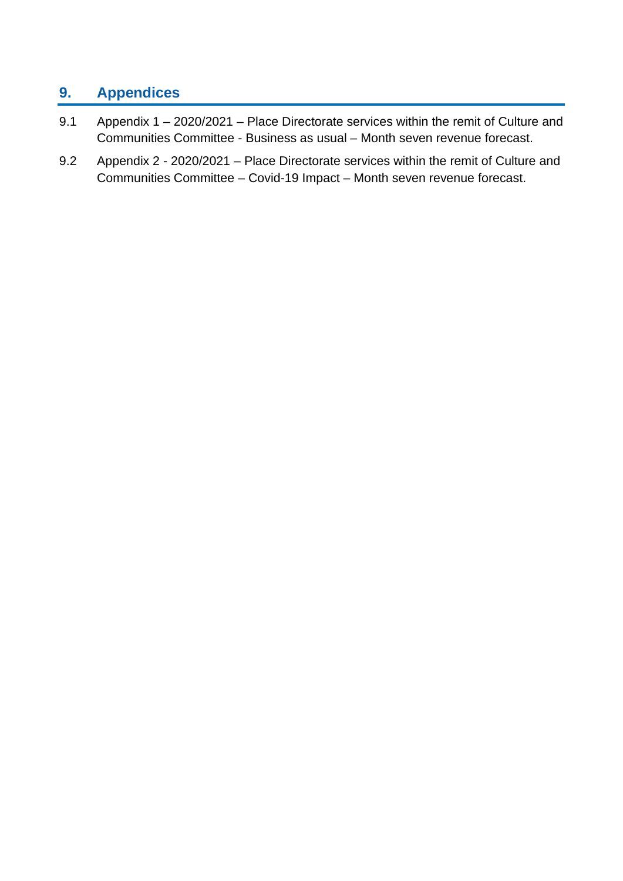## 9. Appendices

9.1 Appendix 1 – 2020/2021 – Place Directorate services within the remit of Culture and Communities Committee - Business as usual – Month seven revenue forecast.

9.2 Appendix 2 - 2020/2021 – Place Directorate services within the remit of Culture and Communities Committee – Covid-19 Impact – Month seven revenue forecast.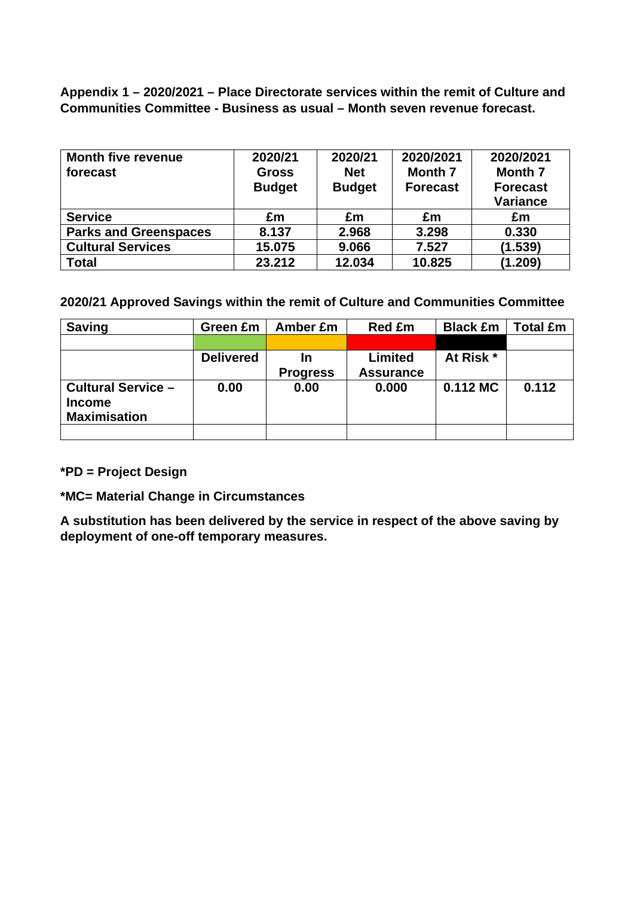**Appendix 1 – 2020/2021 – Place Directorate services within the remit of Culture and Communities Committee - Business as usual – Month seven revenue forecast.**

| Month five revenue forecast | 2020/21 Gross Budget | 2020/21 Net Budget | 2020/2021 Month 7 Forecast | 2020/2021 Month 7 Forecast Variance |
|---|---|---|---|---|
| **Service** | **£m** | **£m** | **£m** | **£m** |
| **Parks and Greenspaces** | **8.137** | **2.968** | **3.298** | **0.330** |
| **Cultural Services** | **15.075** | **9.066** | **7.527** | **(1.539)** |
| **Total** | **23.212** | **12.034** | **10.825** | **(1.209)** |

**2020/21 Approved Savings within the remit of Culture and Communities Committee**

| Saving | Green £m | Amber £m | Red £m | Black £m | Total £m |
|---|---|---|---|---|---|
| | | | | | |
| | **Delivered** | **In Progress** | **Limited Assurance** | **At Risk *** | |
| **Cultural Service – Income Maximisation** | **0.00** | **0.00** | **0.000** | **0.112 MC** | **0.112** |
| | | | | | |

**\*PD = Project Design**

**\*MC= Material Change in Circumstances**

**A substitution has been delivered by the service in respect of the above saving by deployment of one-off temporary measures.**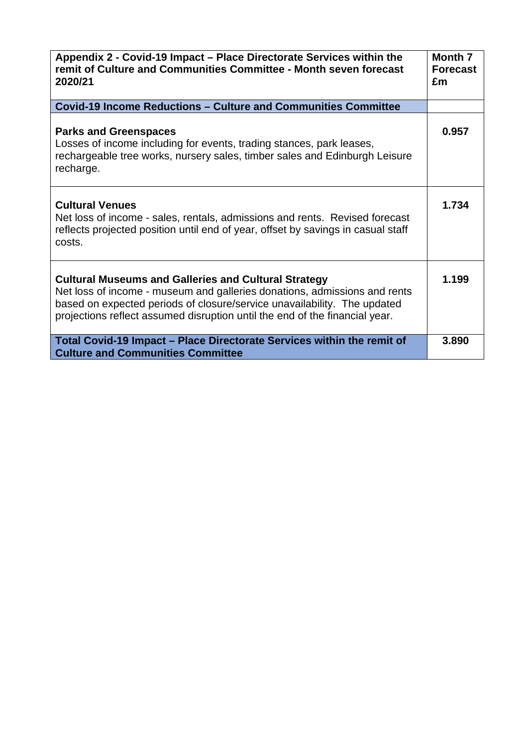| Appendix 2 - Covid-19 Impact – Place Directorate Services within the remit of Culture and Communities Committee - Month seven forecast 2020/21 | Month 7 Forecast £m |
|---|---|
| **Covid-19 Income Reductions – Culture and Communities Committee** | |
| **Parks and Greenspaces**<br>Losses of income including for events, trading stances, park leases, rechargeable tree works, nursery sales, timber sales and Edinburgh Leisure recharge. | **0.957** |
| **Cultural Venues**<br>Net loss of income - sales, rentals, admissions and rents. Revised forecast reflects projected position until end of year, offset by savings in casual staff costs. | **1.734** |
| **Cultural Museums and Galleries and Cultural Strategy**<br>Net loss of income - museum and galleries donations, admissions and rents based on expected periods of closure/service unavailability. The updated projections reflect assumed disruption until the end of the financial year. | **1.199** |
| **Total Covid-19 Impact – Place Directorate Services within the remit of Culture and Communities Committee** | **3.890** |